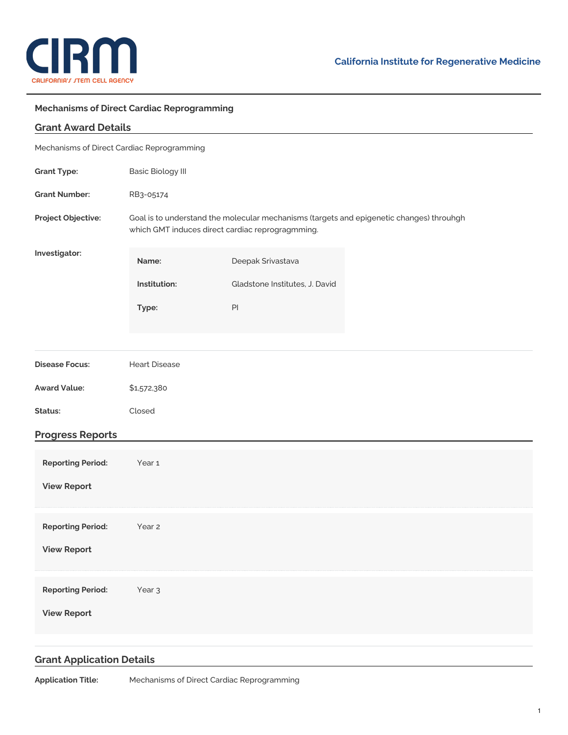CIRM

CALIFORNIA'S STEM CELL AGENCY

**California Institute for Regenerative Medicine**

### Mechanisms of Direct Cardiac Reprogramming

## Grant Award Details

Mechanisms of Direct Cardiac Reprogramming

| | |
|---|---|
| **Grant Type:** | Basic Biology III |
| **Grant Number:** | RB3-05174 |
| **Project Objective:** | Goal is to understand the molecular mechanisms (targets and epigenetic changes) throuhgh which GMT induces direct cardiac reprogragmming. |

**Investigator:**

| | |
|---|---|
| **Name:** | Deepak Srivastava |
| **Institution:** | Gladstone Institutes, J. David |
| **Type:** | PI |

| | |
|---|---|
| **Disease Focus:** | Heart Disease |
| **Award Value:** | $1,572,380 |
| **Status:** | Closed |

## Progress Reports

**Reporting Period:** Year 1

**View Report**

**Reporting Period:** Year 2

**View Report**

**Reporting Period:** Year 3

**View Report**

## Grant Application Details

**Application Title:** Mechanisms of Direct Cardiac Reprogramming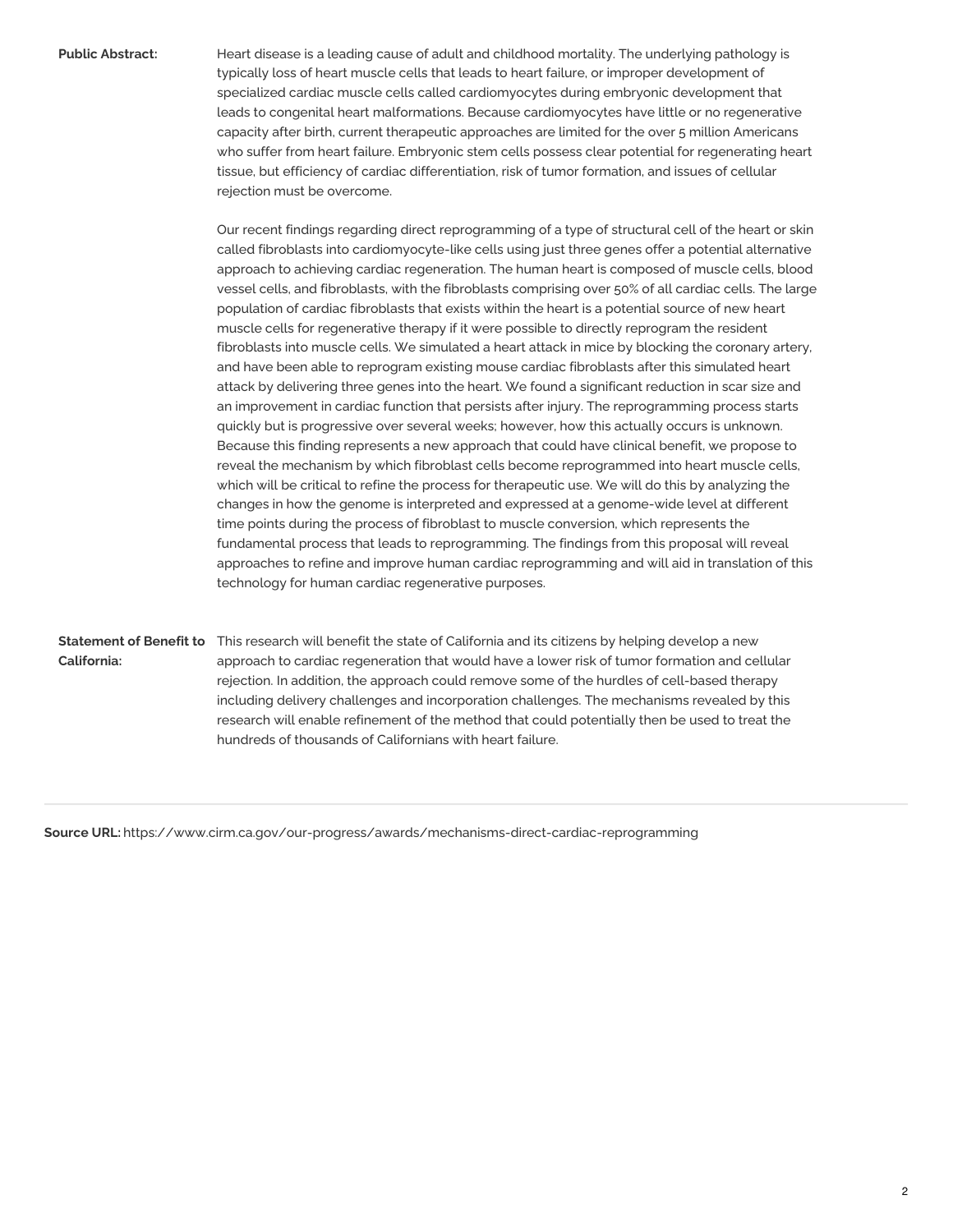**Public Abstract:**

Heart disease is a leading cause of adult and childhood mortality. The underlying pathology is typically loss of heart muscle cells that leads to heart failure, or improper development of specialized cardiac muscle cells called cardiomyocytes during embryonic development that leads to congenital heart malformations. Because cardiomyocytes have little or no regenerative capacity after birth, current therapeutic approaches are limited for the over 5 million Americans who suffer from heart failure. Embryonic stem cells possess clear potential for regenerating heart tissue, but efficiency of cardiac differentiation, risk of tumor formation, and issues of cellular rejection must be overcome.

Our recent findings regarding direct reprogramming of a type of structural cell of the heart or skin called fibroblasts into cardiomyocyte-like cells using just three genes offer a potential alternative approach to achieving cardiac regeneration. The human heart is composed of muscle cells, blood vessel cells, and fibroblasts, with the fibroblasts comprising over 50% of all cardiac cells. The large population of cardiac fibroblasts that exists within the heart is a potential source of new heart muscle cells for regenerative therapy if it were possible to directly reprogram the resident fibroblasts into muscle cells. We simulated a heart attack in mice by blocking the coronary artery, and have been able to reprogram existing mouse cardiac fibroblasts after this simulated heart attack by delivering three genes into the heart. We found a significant reduction in scar size and an improvement in cardiac function that persists after injury. The reprogramming process starts quickly but is progressive over several weeks; however, how this actually occurs is unknown. Because this finding represents a new approach that could have clinical benefit, we propose to reveal the mechanism by which fibroblast cells become reprogrammed into heart muscle cells, which will be critical to refine the process for therapeutic use. We will do this by analyzing the changes in how the genome is interpreted and expressed at a genome-wide level at different time points during the process of fibroblast to muscle conversion, which represents the fundamental process that leads to reprogramming. The findings from this proposal will reveal approaches to refine and improve human cardiac reprogramming and will aid in translation of this technology for human cardiac regenerative purposes.

**Statement of Benefit to California:**

This research will benefit the state of California and its citizens by helping develop a new approach to cardiac regeneration that would have a lower risk of tumor formation and cellular rejection. In addition, the approach could remove some of the hurdles of cell-based therapy including delivery challenges and incorporation challenges. The mechanisms revealed by this research will enable refinement of the method that could potentially then be used to treat the hundreds of thousands of Californians with heart failure.

---

**Source URL:** https://www.cirm.ca.gov/our-progress/awards/mechanisms-direct-cardiac-reprogramming